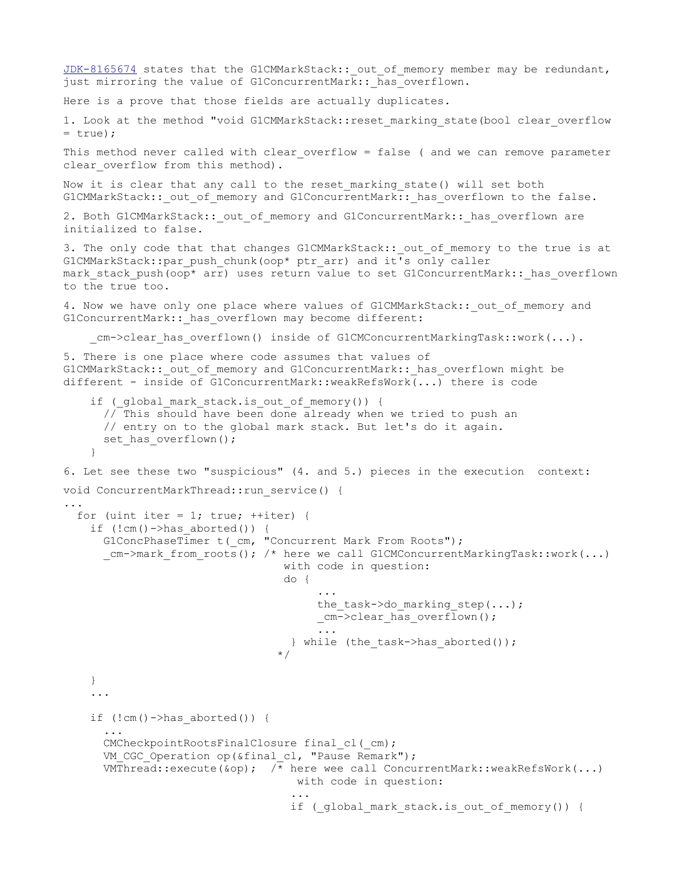JDK-8165674 states that the G1CMMarkStack::_out_of_memory member may be redundant, just mirroring the value of G1ConcurrentMark::_has_overflown.

Here is a prove that those fields are actually duplicates.

1. Look at the method "void G1CMMarkStack::reset_marking_state(bool clear_overflow = true);

This method never called with clear_overflow = false ( and we can remove parameter clear_overflow from this method).

Now it is clear that any call to the reset_marking_state() will set both G1CMMarkStack::_out_of_memory and G1ConcurrentMark::_has_overflown to the false.

2. Both G1CMMarkStack::_out_of_memory and G1ConcurrentMark::_has_overflown are initialized to false.

3. The only code that that changes G1CMMarkStack::_out_of_memory to the true is at G1CMMarkStack::par_push_chunk(oop* ptr_arr) and it's only caller mark_stack_push(oop* arr) uses return value to set G1ConcurrentMark::_has_overflown to the true too.

4. Now we have only one place where values of G1CMMarkStack::_out_of_memory and G1ConcurrentMark::_has_overflown may become different:

```
    _cm->clear_has_overflown() inside of G1CMConcurrentMarkingTask::work(...).
```

5. There is one place where code assumes that values of G1CMMarkStack::_out_of_memory and G1ConcurrentMark::_has_overflown might be different - inside of G1ConcurrentMark::weakRefsWork(...) there is code

```
    if (_global_mark_stack.is_out_of_memory()) {
      // This should have been done already when we tried to push an
      // entry on to the global mark stack. But let's do it again.
      set_has_overflown();
    }
```

6. Let see these two "suspicious" (4. and 5.) pieces in the execution context:

```
void ConcurrentMarkThread::run_service() {
...
  for (uint iter = 1; true; ++iter) {
    if (!cm()->has_aborted()) {
      G1ConcPhaseTimer t(_cm, "Concurrent Mark From Roots");
      _cm->mark_from_roots(); /* here we call G1CMConcurrentMarkingTask::work(...)
                                 with code in question:
                                 do {
                                      ...
                                      the_task->do_marking_step(...);
                                      _cm->clear_has_overflown();
                                      ...
                                  } while (the_task->has_aborted());
                                */

    }
    ...

    if (!cm()->has_aborted()) {
      ...
      CMCheckpointRootsFinalClosure final_cl(_cm);
      VM_CGC_Operation op(&final_cl, "Pause Remark");
      VMThread::execute(&op);  /* here wee call ConcurrentMark::weakRefsWork(...)
                                  with code in question:
                                 ...
                                 if (_global_mark_stack.is_out_of_memory()) {
```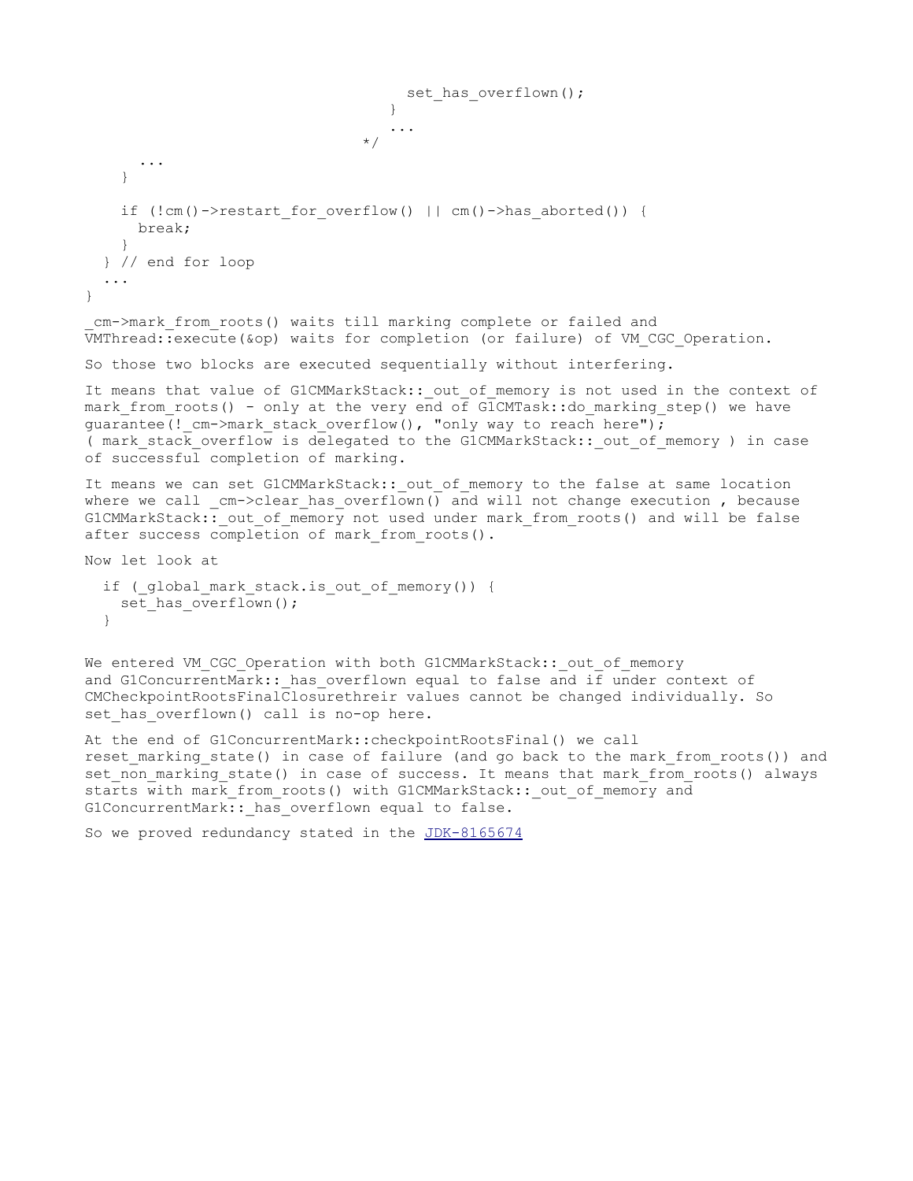```
                                        set_has_overflown();
                                      }
                                      ...
                                  */
      ...
    }

    if (!cm()->restart_for_overflow() || cm()->has_aborted()) {
      break;
    }
  } // end for loop
  ...
}
```

_cm->mark_from_roots() waits till marking complete or failed and VMThread::execute(&op) waits for completion (or failure) of VM_CGC_Operation.

So those two blocks are executed sequentially without interfering.

It means that value of G1CMMarkStack::_out_of_memory is not used in the context of mark_from_roots() - only at the very end of G1CMTask::do_marking_step() we have guarantee(!_cm->mark_stack_overflow(), "only way to reach here"); ( mark_stack_overflow is delegated to the G1CMMarkStack::_out_of_memory ) in case of successful completion of marking.

It means we can set G1CMMarkStack::_out_of_memory to the false at same location where we call _cm->clear_has_overflown() and will not change execution , because G1CMMarkStack::_out_of_memory not used under mark_from_roots() and will be false after success completion of mark_from_roots().

Now let look at

```
  if (_global_mark_stack.is_out_of_memory()) {
    set_has_overflown();
  }
```

We entered VM_CGC_Operation with both G1CMMarkStack::_out_of_memory and G1ConcurrentMark::_has_overflown equal to false and if under context of CMCheckpointRootsFinalClosurethreir values cannot be changed individually. So set_has_overflown() call is no-op here.

At the end of G1ConcurrentMark::checkpointRootsFinal() we call reset_marking_state() in case of failure (and go back to the mark_from_roots()) and set_non_marking_state() in case of success. It means that mark_from_roots() always starts with mark_from_roots() with G1CMMarkStack::_out_of_memory and G1ConcurrentMark::_has_overflown equal to false.

So we proved redundancy stated in the JDK-8165674